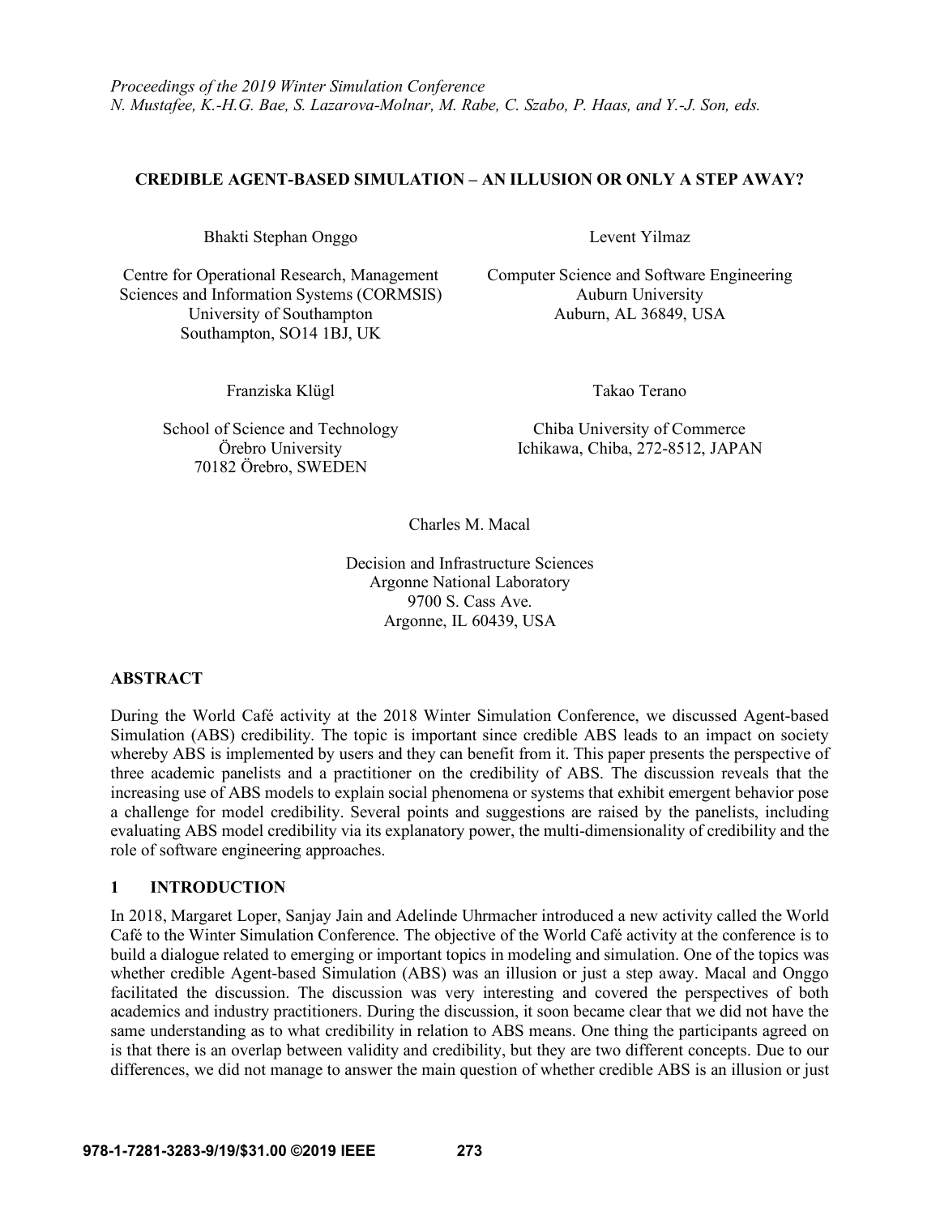*Proceedings of the 2019 Winter Simulation Conference*
*N. Mustafee, K.-H.G. Bae, S. Lazarova-Molnar, M. Rabe, C. Szabo, P. Haas, and Y.-J. Son, eds.*

# CREDIBLE AGENT-BASED SIMULATION – AN ILLUSION OR ONLY A STEP AWAY?

Bhakti Stephan Onggo

Centre for Operational Research, Management Sciences and Information Systems (CORMSIS)
University of Southampton
Southampton, SO14 1BJ, UK

Levent Yilmaz

Computer Science and Software Engineering
Auburn University
Auburn, AL 36849, USA

Franziska Klügl

School of Science and Technology
Örebro University
70182 Örebro, SWEDEN

Takao Terano

Chiba University of Commerce
Ichikawa, Chiba, 272-8512, JAPAN

Charles M. Macal

Decision and Infrastructure Sciences
Argonne National Laboratory
9700 S. Cass Ave.
Argonne, IL 60439, USA

## ABSTRACT

During the World Café activity at the 2018 Winter Simulation Conference, we discussed Agent-based Simulation (ABS) credibility. The topic is important since credible ABS leads to an impact on society whereby ABS is implemented by users and they can benefit from it. This paper presents the perspective of three academic panelists and a practitioner on the credibility of ABS. The discussion reveals that the increasing use of ABS models to explain social phenomena or systems that exhibit emergent behavior pose a challenge for model credibility. Several points and suggestions are raised by the panelists, including evaluating ABS model credibility via its explanatory power, the multi-dimensionality of credibility and the role of software engineering approaches.

## 1 INTRODUCTION

In 2018, Margaret Loper, Sanjay Jain and Adelinde Uhrmacher introduced a new activity called the World Café to the Winter Simulation Conference. The objective of the World Café activity at the conference is to build a dialogue related to emerging or important topics in modeling and simulation. One of the topics was whether credible Agent-based Simulation (ABS) was an illusion or just a step away. Macal and Onggo facilitated the discussion. The discussion was very interesting and covered the perspectives of both academics and industry practitioners. During the discussion, it soon became clear that we did not have the same understanding as to what credibility in relation to ABS means. One thing the participants agreed on is that there is an overlap between validity and credibility, but they are two different concepts. Due to our differences, we did not manage to answer the main question of whether credible ABS is an illusion or just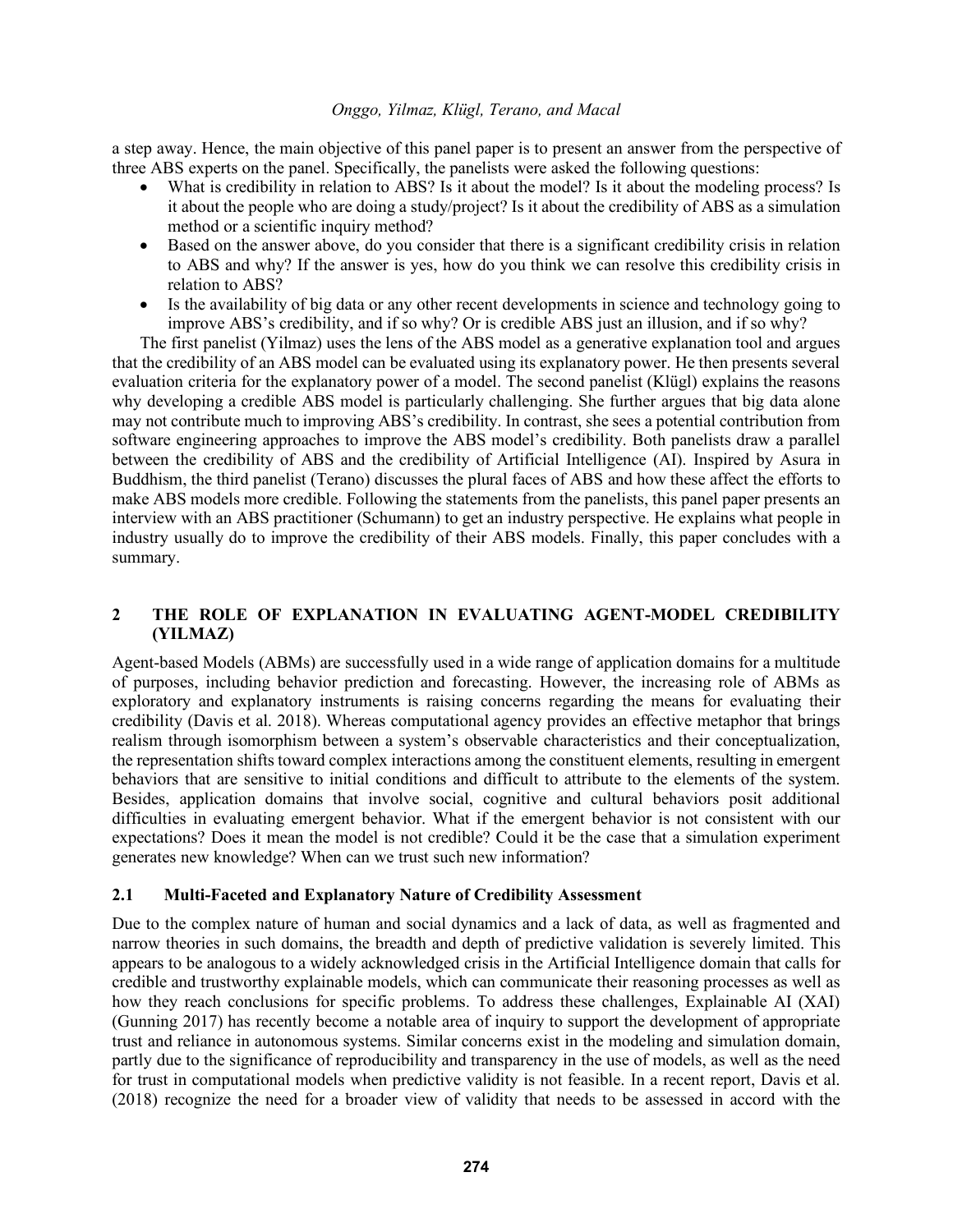a step away. Hence, the main objective of this panel paper is to present an answer from the perspective of three ABS experts on the panel. Specifically, the panelists were asked the following questions:

- What is credibility in relation to ABS? Is it about the model? Is it about the modeling process? Is it about the people who are doing a study/project? Is it about the credibility of ABS as a simulation method or a scientific inquiry method?
- Based on the answer above, do you consider that there is a significant credibility crisis in relation to ABS and why? If the answer is yes, how do you think we can resolve this credibility crisis in relation to ABS?
- Is the availability of big data or any other recent developments in science and technology going to improve ABS's credibility, and if so why? Or is credible ABS just an illusion, and if so why?

The first panelist (Yilmaz) uses the lens of the ABS model as a generative explanation tool and argues that the credibility of an ABS model can be evaluated using its explanatory power. He then presents several evaluation criteria for the explanatory power of a model. The second panelist (Klügl) explains the reasons why developing a credible ABS model is particularly challenging. She further argues that big data alone may not contribute much to improving ABS's credibility. In contrast, she sees a potential contribution from software engineering approaches to improve the ABS model's credibility. Both panelists draw a parallel between the credibility of ABS and the credibility of Artificial Intelligence (AI). Inspired by Asura in Buddhism, the third panelist (Terano) discusses the plural faces of ABS and how these affect the efforts to make ABS models more credible. Following the statements from the panelists, this panel paper presents an interview with an ABS practitioner (Schumann) to get an industry perspective. He explains what people in industry usually do to improve the credibility of their ABS models. Finally, this paper concludes with a summary.

## 2 THE ROLE OF EXPLANATION IN EVALUATING AGENT-MODEL CREDIBILITY (YILMAZ)

Agent-based Models (ABMs) are successfully used in a wide range of application domains for a multitude of purposes, including behavior prediction and forecasting. However, the increasing role of ABMs as exploratory and explanatory instruments is raising concerns regarding the means for evaluating their credibility (Davis et al. 2018). Whereas computational agency provides an effective metaphor that brings realism through isomorphism between a system's observable characteristics and their conceptualization, the representation shifts toward complex interactions among the constituent elements, resulting in emergent behaviors that are sensitive to initial conditions and difficult to attribute to the elements of the system. Besides, application domains that involve social, cognitive and cultural behaviors posit additional difficulties in evaluating emergent behavior. What if the emergent behavior is not consistent with our expectations? Does it mean the model is not credible? Could it be the case that a simulation experiment generates new knowledge? When can we trust such new information?

### 2.1 Multi-Faceted and Explanatory Nature of Credibility Assessment

Due to the complex nature of human and social dynamics and a lack of data, as well as fragmented and narrow theories in such domains, the breadth and depth of predictive validation is severely limited. This appears to be analogous to a widely acknowledged crisis in the Artificial Intelligence domain that calls for credible and trustworthy explainable models, which can communicate their reasoning processes as well as how they reach conclusions for specific problems. To address these challenges, Explainable AI (XAI) (Gunning 2017) has recently become a notable area of inquiry to support the development of appropriate trust and reliance in autonomous systems. Similar concerns exist in the modeling and simulation domain, partly due to the significance of reproducibility and transparency in the use of models, as well as the need for trust in computational models when predictive validity is not feasible. In a recent report, Davis et al. (2018) recognize the need for a broader view of validity that needs to be assessed in accord with the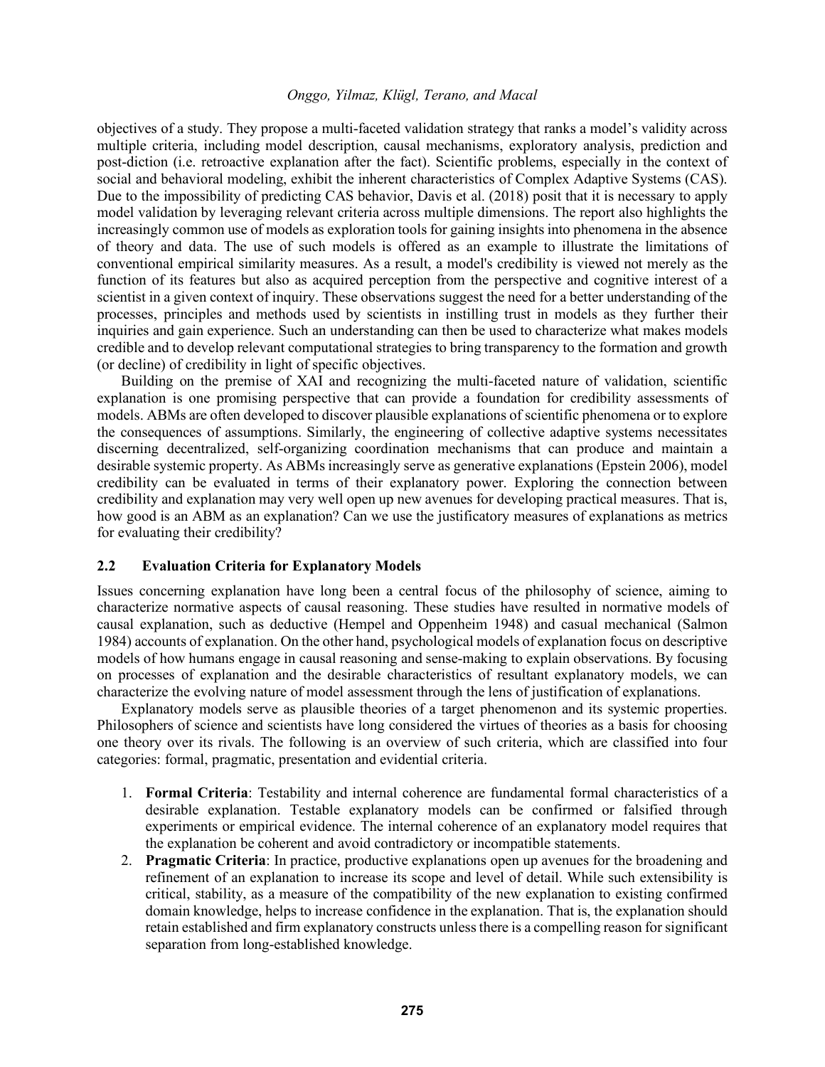objectives of a study. They propose a multi-faceted validation strategy that ranks a model's validity across multiple criteria, including model description, causal mechanisms, exploratory analysis, prediction and post-diction (i.e. retroactive explanation after the fact). Scientific problems, especially in the context of social and behavioral modeling, exhibit the inherent characteristics of Complex Adaptive Systems (CAS). Due to the impossibility of predicting CAS behavior, Davis et al. (2018) posit that it is necessary to apply model validation by leveraging relevant criteria across multiple dimensions. The report also highlights the increasingly common use of models as exploration tools for gaining insights into phenomena in the absence of theory and data. The use of such models is offered as an example to illustrate the limitations of conventional empirical similarity measures. As a result, a model's credibility is viewed not merely as the function of its features but also as acquired perception from the perspective and cognitive interest of a scientist in a given context of inquiry. These observations suggest the need for a better understanding of the processes, principles and methods used by scientists in instilling trust in models as they further their inquiries and gain experience. Such an understanding can then be used to characterize what makes models credible and to develop relevant computational strategies to bring transparency to the formation and growth (or decline) of credibility in light of specific objectives.

Building on the premise of XAI and recognizing the multi-faceted nature of validation, scientific explanation is one promising perspective that can provide a foundation for credibility assessments of models. ABMs are often developed to discover plausible explanations of scientific phenomena or to explore the consequences of assumptions. Similarly, the engineering of collective adaptive systems necessitates discerning decentralized, self-organizing coordination mechanisms that can produce and maintain a desirable systemic property. As ABMs increasingly serve as generative explanations (Epstein 2006), model credibility can be evaluated in terms of their explanatory power. Exploring the connection between credibility and explanation may very well open up new avenues for developing practical measures. That is, how good is an ABM as an explanation? Can we use the justificatory measures of explanations as metrics for evaluating their credibility?

### 2.2 Evaluation Criteria for Explanatory Models

Issues concerning explanation have long been a central focus of the philosophy of science, aiming to characterize normative aspects of causal reasoning. These studies have resulted in normative models of causal explanation, such as deductive (Hempel and Oppenheim 1948) and casual mechanical (Salmon 1984) accounts of explanation. On the other hand, psychological models of explanation focus on descriptive models of how humans engage in causal reasoning and sense-making to explain observations. By focusing on processes of explanation and the desirable characteristics of resultant explanatory models, we can characterize the evolving nature of model assessment through the lens of justification of explanations.

Explanatory models serve as plausible theories of a target phenomenon and its systemic properties. Philosophers of science and scientists have long considered the virtues of theories as a basis for choosing one theory over its rivals. The following is an overview of such criteria, which are classified into four categories: formal, pragmatic, presentation and evidential criteria.

1. **Formal Criteria**: Testability and internal coherence are fundamental formal characteristics of a desirable explanation. Testable explanatory models can be confirmed or falsified through experiments or empirical evidence. The internal coherence of an explanatory model requires that the explanation be coherent and avoid contradictory or incompatible statements.
2. **Pragmatic Criteria**: In practice, productive explanations open up avenues for the broadening and refinement of an explanation to increase its scope and level of detail. While such extensibility is critical, stability, as a measure of the compatibility of the new explanation to existing confirmed domain knowledge, helps to increase confidence in the explanation. That is, the explanation should retain established and firm explanatory constructs unless there is a compelling reason for significant separation from long-established knowledge.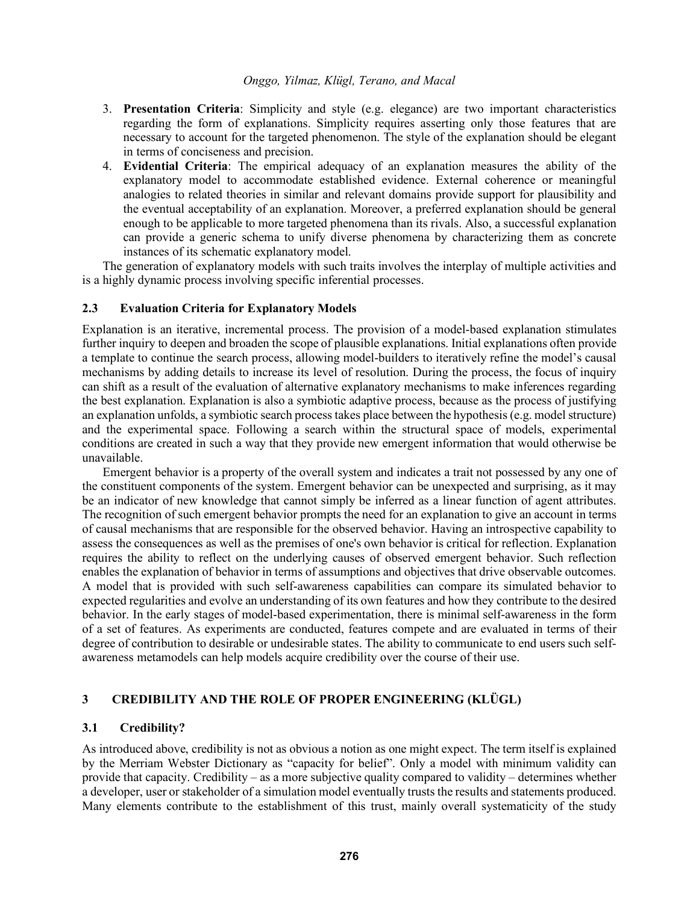3. **Presentation Criteria**: Simplicity and style (e.g. elegance) are two important characteristics regarding the form of explanations. Simplicity requires asserting only those features that are necessary to account for the targeted phenomenon. The style of the explanation should be elegant in terms of conciseness and precision.
4. **Evidential Criteria**: The empirical adequacy of an explanation measures the ability of the explanatory model to accommodate established evidence. External coherence or meaningful analogies to related theories in similar and relevant domains provide support for plausibility and the eventual acceptability of an explanation. Moreover, a preferred explanation should be general enough to be applicable to more targeted phenomena than its rivals. Also, a successful explanation can provide a generic schema to unify diverse phenomena by characterizing them as concrete instances of its schematic explanatory model.

The generation of explanatory models with such traits involves the interplay of multiple activities and is a highly dynamic process involving specific inferential processes.

### 2.3 Evaluation Criteria for Explanatory Models

Explanation is an iterative, incremental process. The provision of a model-based explanation stimulates further inquiry to deepen and broaden the scope of plausible explanations. Initial explanations often provide a template to continue the search process, allowing model-builders to iteratively refine the model's causal mechanisms by adding details to increase its level of resolution. During the process, the focus of inquiry can shift as a result of the evaluation of alternative explanatory mechanisms to make inferences regarding the best explanation. Explanation is also a symbiotic adaptive process, because as the process of justifying an explanation unfolds, a symbiotic search process takes place between the hypothesis (e.g. model structure) and the experimental space. Following a search within the structural space of models, experimental conditions are created in such a way that they provide new emergent information that would otherwise be unavailable.

Emergent behavior is a property of the overall system and indicates a trait not possessed by any one of the constituent components of the system. Emergent behavior can be unexpected and surprising, as it may be an indicator of new knowledge that cannot simply be inferred as a linear function of agent attributes. The recognition of such emergent behavior prompts the need for an explanation to give an account in terms of causal mechanisms that are responsible for the observed behavior. Having an introspective capability to assess the consequences as well as the premises of one's own behavior is critical for reflection. Explanation requires the ability to reflect on the underlying causes of observed emergent behavior. Such reflection enables the explanation of behavior in terms of assumptions and objectives that drive observable outcomes. A model that is provided with such self-awareness capabilities can compare its simulated behavior to expected regularities and evolve an understanding of its own features and how they contribute to the desired behavior. In the early stages of model-based experimentation, there is minimal self-awareness in the form of a set of features. As experiments are conducted, features compete and are evaluated in terms of their degree of contribution to desirable or undesirable states. The ability to communicate to end users such self-awareness metamodels can help models acquire credibility over the course of their use.

## 3 CREDIBILITY AND THE ROLE OF PROPER ENGINEERING (KLÜGL)

### 3.1 Credibility?

As introduced above, credibility is not as obvious a notion as one might expect. The term itself is explained by the Merriam Webster Dictionary as "capacity for belief". Only a model with minimum validity can provide that capacity. Credibility – as a more subjective quality compared to validity – determines whether a developer, user or stakeholder of a simulation model eventually trusts the results and statements produced. Many elements contribute to the establishment of this trust, mainly overall systematicity of the study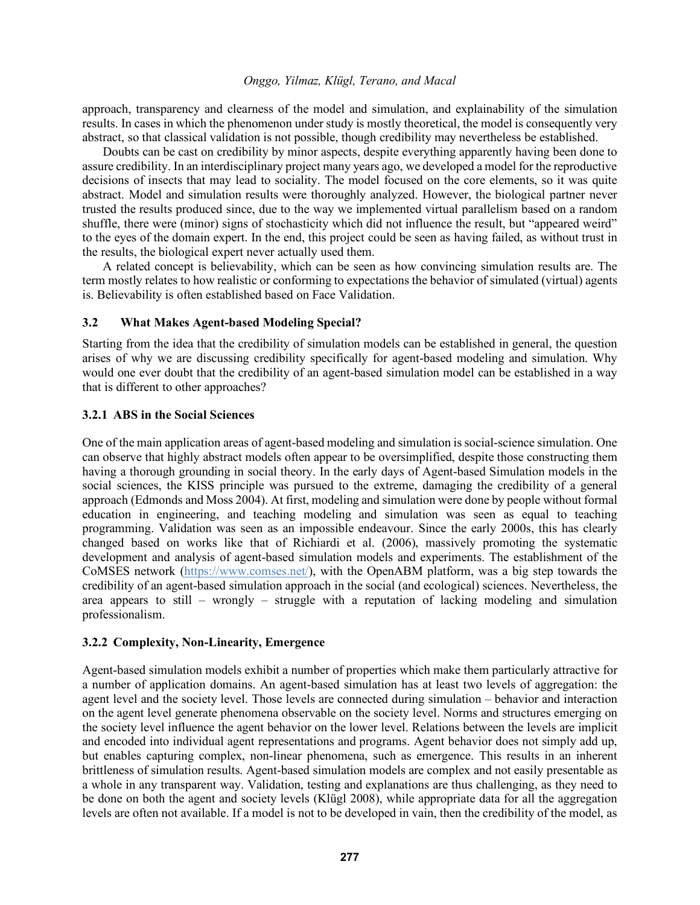approach, transparency and clearness of the model and simulation, and explainability of the simulation results. In cases in which the phenomenon under study is mostly theoretical, the model is consequently very abstract, so that classical validation is not possible, though credibility may nevertheless be established.

Doubts can be cast on credibility by minor aspects, despite everything apparently having been done to assure credibility. In an interdisciplinary project many years ago, we developed a model for the reproductive decisions of insects that may lead to sociality. The model focused on the core elements, so it was quite abstract. Model and simulation results were thoroughly analyzed. However, the biological partner never trusted the results produced since, due to the way we implemented virtual parallelism based on a random shuffle, there were (minor) signs of stochasticity which did not influence the result, but "appeared weird" to the eyes of the domain expert. In the end, this project could be seen as having failed, as without trust in the results, the biological expert never actually used them.

A related concept is believability, which can be seen as how convincing simulation results are. The term mostly relates to how realistic or conforming to expectations the behavior of simulated (virtual) agents is. Believability is often established based on Face Validation.

### 3.2 What Makes Agent-based Modeling Special?

Starting from the idea that the credibility of simulation models can be established in general, the question arises of why we are discussing credibility specifically for agent-based modeling and simulation. Why would one ever doubt that the credibility of an agent-based simulation model can be established in a way that is different to other approaches?

#### 3.2.1 ABS in the Social Sciences

One of the main application areas of agent-based modeling and simulation is social-science simulation. One can observe that highly abstract models often appear to be oversimplified, despite those constructing them having a thorough grounding in social theory. In the early days of Agent-based Simulation models in the social sciences, the KISS principle was pursued to the extreme, damaging the credibility of a general approach (Edmonds and Moss 2004). At first, modeling and simulation were done by people without formal education in engineering, and teaching modeling and simulation was seen as equal to teaching programming. Validation was seen as an impossible endeavour. Since the early 2000s, this has clearly changed based on works like that of Richiardi et al. (2006), massively promoting the systematic development and analysis of agent-based simulation models and experiments. The establishment of the CoMSES network (https://www.comses.net/), with the OpenABM platform, was a big step towards the credibility of an agent-based simulation approach in the social (and ecological) sciences. Nevertheless, the area appears to still – wrongly – struggle with a reputation of lacking modeling and simulation professionalism.

#### 3.2.2 Complexity, Non-Linearity, Emergence

Agent-based simulation models exhibit a number of properties which make them particularly attractive for a number of application domains. An agent-based simulation has at least two levels of aggregation: the agent level and the society level. Those levels are connected during simulation – behavior and interaction on the agent level generate phenomena observable on the society level. Norms and structures emerging on the society level influence the agent behavior on the lower level. Relations between the levels are implicit and encoded into individual agent representations and programs. Agent behavior does not simply add up, but enables capturing complex, non-linear phenomena, such as emergence. This results in an inherent brittleness of simulation results. Agent-based simulation models are complex and not easily presentable as a whole in any transparent way. Validation, testing and explanations are thus challenging, as they need to be done on both the agent and society levels (Klügl 2008), while appropriate data for all the aggregation levels are often not available. If a model is not to be developed in vain, then the credibility of the model, as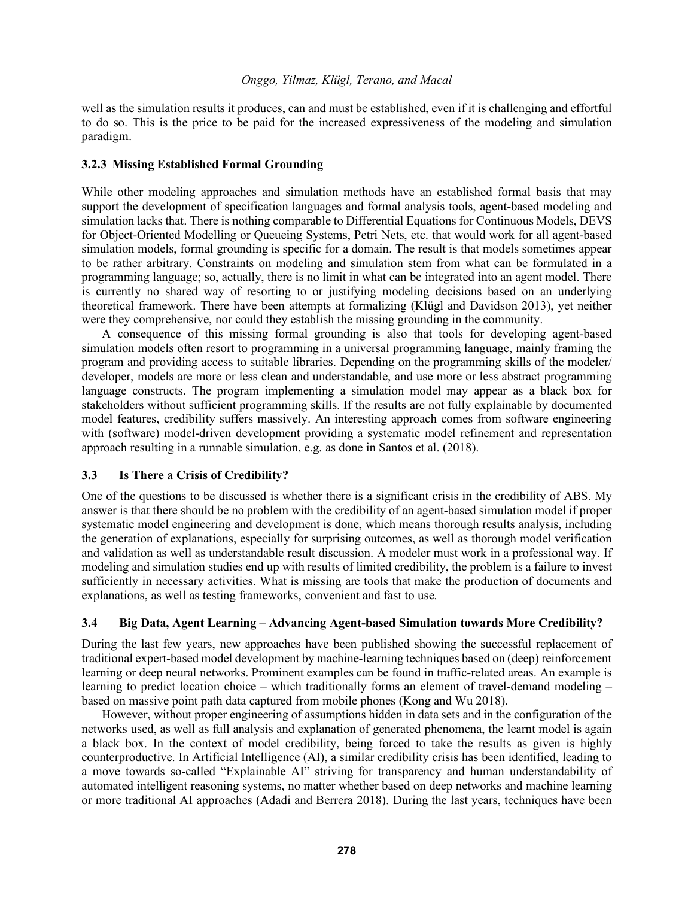well as the simulation results it produces, can and must be established, even if it is challenging and effortful to do so. This is the price to be paid for the increased expressiveness of the modeling and simulation paradigm.

### 3.2.3 Missing Established Formal Grounding

While other modeling approaches and simulation methods have an established formal basis that may support the development of specification languages and formal analysis tools, agent-based modeling and simulation lacks that. There is nothing comparable to Differential Equations for Continuous Models, DEVS for Object-Oriented Modelling or Queueing Systems, Petri Nets, etc. that would work for all agent-based simulation models, formal grounding is specific for a domain. The result is that models sometimes appear to be rather arbitrary. Constraints on modeling and simulation stem from what can be formulated in a programming language; so, actually, there is no limit in what can be integrated into an agent model. There is currently no shared way of resorting to or justifying modeling decisions based on an underlying theoretical framework. There have been attempts at formalizing (Klügl and Davidson 2013), yet neither were they comprehensive, nor could they establish the missing grounding in the community.

A consequence of this missing formal grounding is also that tools for developing agent-based simulation models often resort to programming in a universal programming language, mainly framing the program and providing access to suitable libraries. Depending on the programming skills of the modeler/ developer, models are more or less clean and understandable, and use more or less abstract programming language constructs. The program implementing a simulation model may appear as a black box for stakeholders without sufficient programming skills. If the results are not fully explainable by documented model features, credibility suffers massively. An interesting approach comes from software engineering with (software) model-driven development providing a systematic model refinement and representation approach resulting in a runnable simulation, e.g. as done in Santos et al. (2018).

## 3.3 Is There a Crisis of Credibility?

One of the questions to be discussed is whether there is a significant crisis in the credibility of ABS. My answer is that there should be no problem with the credibility of an agent-based simulation model if proper systematic model engineering and development is done, which means thorough results analysis, including the generation of explanations, especially for surprising outcomes, as well as thorough model verification and validation as well as understandable result discussion. A modeler must work in a professional way. If modeling and simulation studies end up with results of limited credibility, the problem is a failure to invest sufficiently in necessary activities. What is missing are tools that make the production of documents and explanations, as well as testing frameworks, convenient and fast to use.

## 3.4 Big Data, Agent Learning – Advancing Agent-based Simulation towards More Credibility?

During the last few years, new approaches have been published showing the successful replacement of traditional expert-based model development by machine-learning techniques based on (deep) reinforcement learning or deep neural networks. Prominent examples can be found in traffic-related areas. An example is learning to predict location choice – which traditionally forms an element of travel-demand modeling – based on massive point path data captured from mobile phones (Kong and Wu 2018).

However, without proper engineering of assumptions hidden in data sets and in the configuration of the networks used, as well as full analysis and explanation of generated phenomena, the learnt model is again a black box. In the context of model credibility, being forced to take the results as given is highly counterproductive. In Artificial Intelligence (AI), a similar credibility crisis has been identified, leading to a move towards so-called "Explainable AI" striving for transparency and human understandability of automated intelligent reasoning systems, no matter whether based on deep networks and machine learning or more traditional AI approaches (Adadi and Berrera 2018). During the last years, techniques have been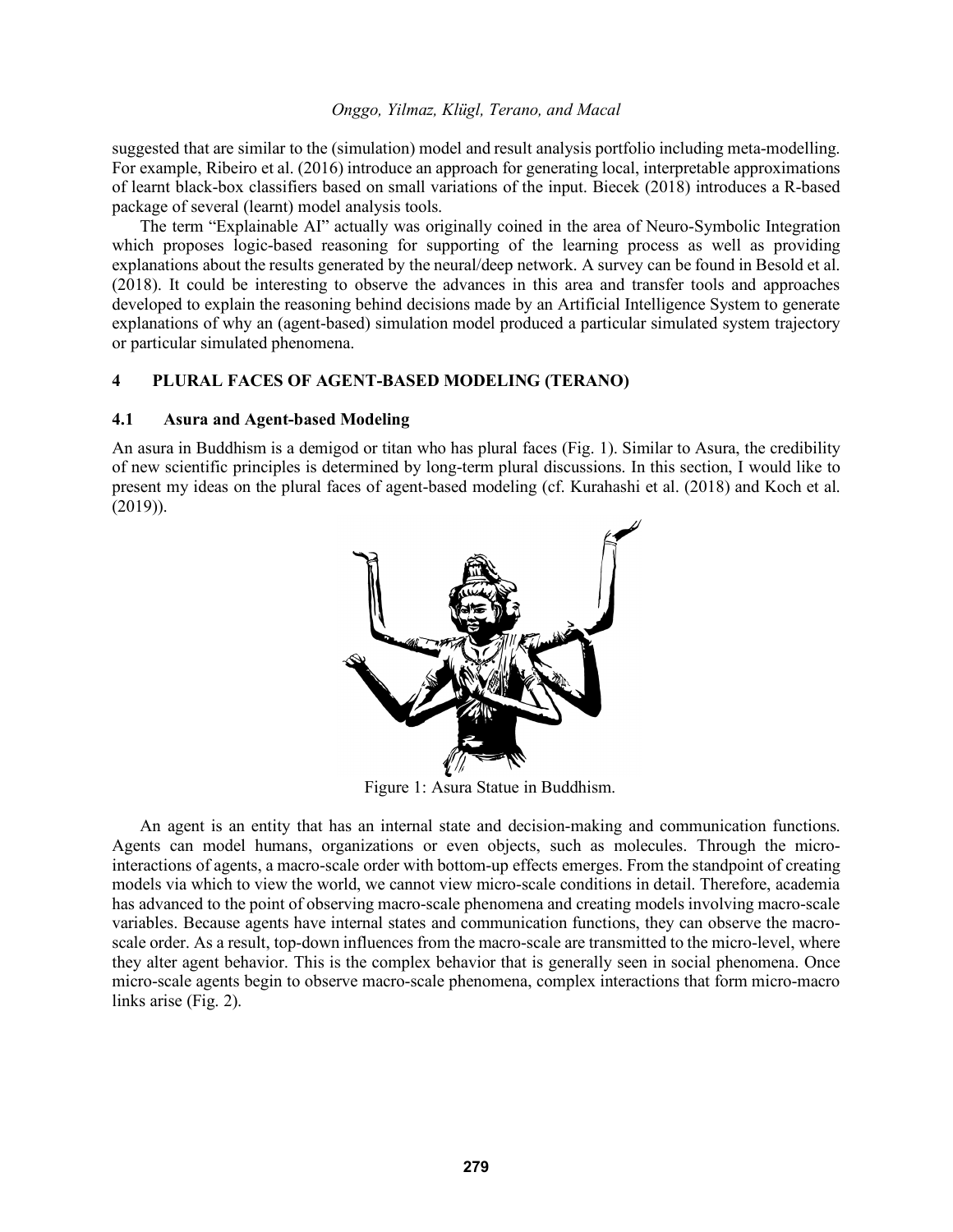suggested that are similar to the (simulation) model and result analysis portfolio including meta-modelling. For example, Ribeiro et al. (2016) introduce an approach for generating local, interpretable approximations of learnt black-box classifiers based on small variations of the input. Biecek (2018) introduces a R-based package of several (learnt) model analysis tools.

The term "Explainable AI" actually was originally coined in the area of Neuro-Symbolic Integration which proposes logic-based reasoning for supporting of the learning process as well as providing explanations about the results generated by the neural/deep network. A survey can be found in Besold et al. (2018). It could be interesting to observe the advances in this area and transfer tools and approaches developed to explain the reasoning behind decisions made by an Artificial Intelligence System to generate explanations of why an (agent-based) simulation model produced a particular simulated system trajectory or particular simulated phenomena.

## 4 PLURAL FACES OF AGENT-BASED MODELING (TERANO)

### 4.1 Asura and Agent-based Modeling

An asura in Buddhism is a demigod or titan who has plural faces (Fig. 1). Similar to Asura, the credibility of new scientific principles is determined by long-term plural discussions. In this section, I would like to present my ideas on the plural faces of agent-based modeling (cf. Kurahashi et al. (2018) and Koch et al. (2019)).

Figure 1: Asura Statue in Buddhism.

An agent is an entity that has an internal state and decision-making and communication functions. Agents can model humans, organizations or even objects, such as molecules. Through the micro-interactions of agents, a macro-scale order with bottom-up effects emerges. From the standpoint of creating models via which to view the world, we cannot view micro-scale conditions in detail. Therefore, academia has advanced to the point of observing macro-scale phenomena and creating models involving macro-scale variables. Because agents have internal states and communication functions, they can observe the macro-scale order. As a result, top-down influences from the macro-scale are transmitted to the micro-level, where they alter agent behavior. This is the complex behavior that is generally seen in social phenomena. Once micro-scale agents begin to observe macro-scale phenomena, complex interactions that form micro-macro links arise (Fig. 2).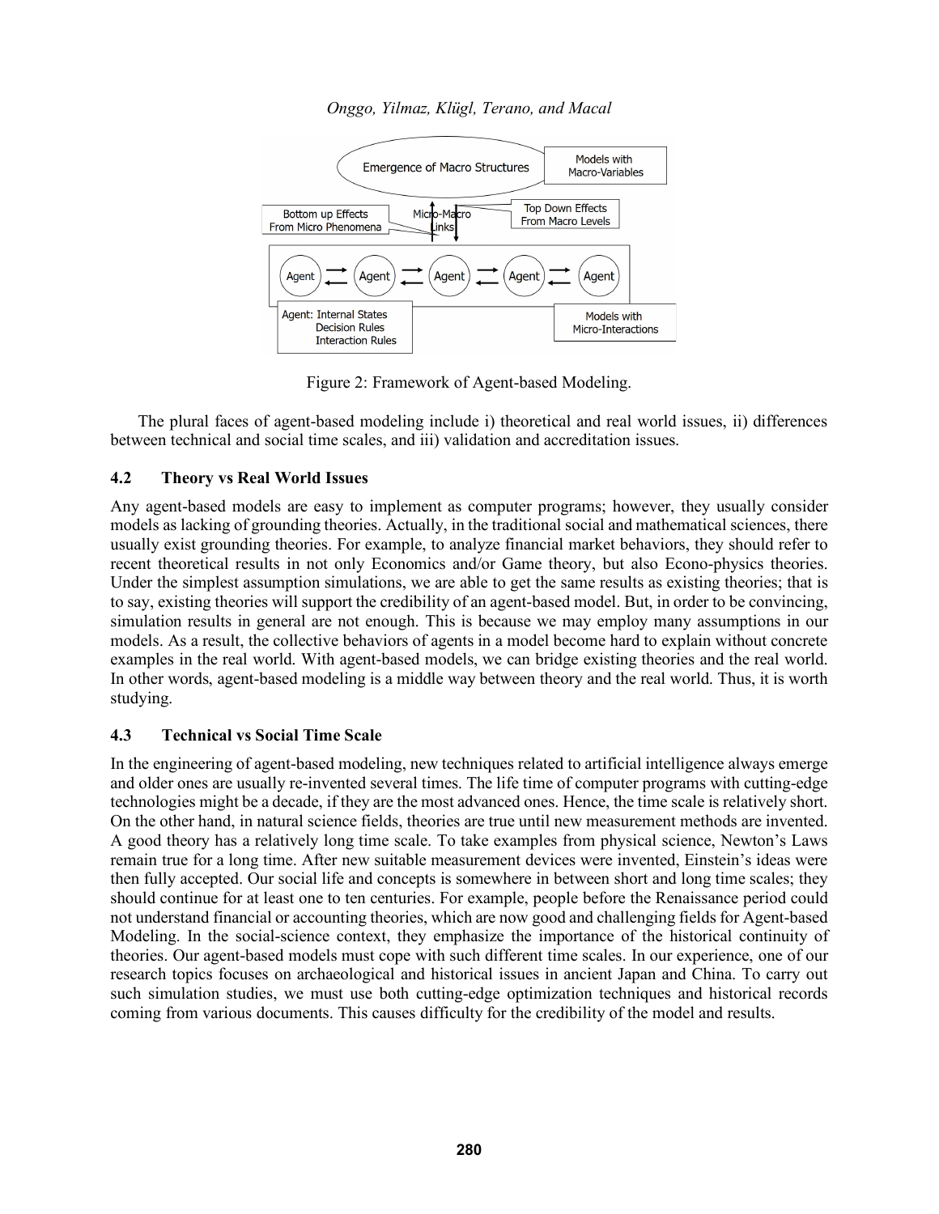Figure 2: Framework of Agent-based Modeling.

The plural faces of agent-based modeling include i) theoretical and real world issues, ii) differences between technical and social time scales, and iii) validation and accreditation issues.

### 4.2 Theory vs Real World Issues

Any agent-based models are easy to implement as computer programs; however, they usually consider models as lacking of grounding theories. Actually, in the traditional social and mathematical sciences, there usually exist grounding theories. For example, to analyze financial market behaviors, they should refer to recent theoretical results in not only Economics and/or Game theory, but also Econo-physics theories. Under the simplest assumption simulations, we are able to get the same results as existing theories; that is to say, existing theories will support the credibility of an agent-based model. But, in order to be convincing, simulation results in general are not enough. This is because we may employ many assumptions in our models. As a result, the collective behaviors of agents in a model become hard to explain without concrete examples in the real world. With agent-based models, we can bridge existing theories and the real world. In other words, agent-based modeling is a middle way between theory and the real world. Thus, it is worth studying.

### 4.3 Technical vs Social Time Scale

In the engineering of agent-based modeling, new techniques related to artificial intelligence always emerge and older ones are usually re-invented several times. The life time of computer programs with cutting-edge technologies might be a decade, if they are the most advanced ones. Hence, the time scale is relatively short. On the other hand, in natural science fields, theories are true until new measurement methods are invented. A good theory has a relatively long time scale. To take examples from physical science, Newton's Laws remain true for a long time. After new suitable measurement devices were invented, Einstein's ideas were then fully accepted. Our social life and concepts is somewhere in between short and long time scales; they should continue for at least one to ten centuries. For example, people before the Renaissance period could not understand financial or accounting theories, which are now good and challenging fields for Agent-based Modeling. In the social-science context, they emphasize the importance of the historical continuity of theories. Our agent-based models must cope with such different time scales. In our experience, one of our research topics focuses on archaeological and historical issues in ancient Japan and China. To carry out such simulation studies, we must use both cutting-edge optimization techniques and historical records coming from various documents. This causes difficulty for the credibility of the model and results.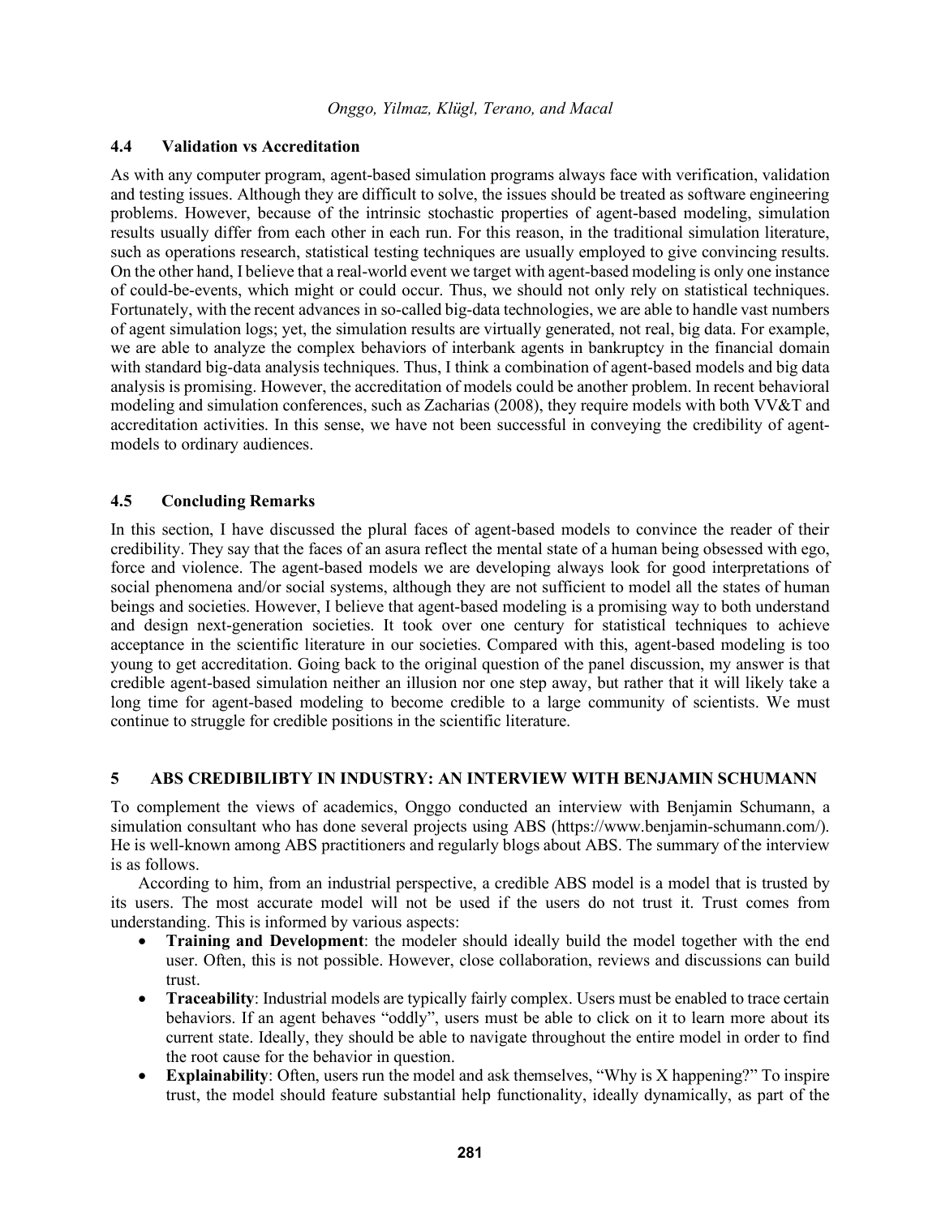### 4.4 Validation vs Accreditation

As with any computer program, agent-based simulation programs always face with verification, validation and testing issues. Although they are difficult to solve, the issues should be treated as software engineering problems. However, because of the intrinsic stochastic properties of agent-based modeling, simulation results usually differ from each other in each run. For this reason, in the traditional simulation literature, such as operations research, statistical testing techniques are usually employed to give convincing results. On the other hand, I believe that a real-world event we target with agent-based modeling is only one instance of could-be-events, which might or could occur. Thus, we should not only rely on statistical techniques. Fortunately, with the recent advances in so-called big-data technologies, we are able to handle vast numbers of agent simulation logs; yet, the simulation results are virtually generated, not real, big data. For example, we are able to analyze the complex behaviors of interbank agents in bankruptcy in the financial domain with standard big-data analysis techniques. Thus, I think a combination of agent-based models and big data analysis is promising. However, the accreditation of models could be another problem. In recent behavioral modeling and simulation conferences, such as Zacharias (2008), they require models with both VV&T and accreditation activities. In this sense, we have not been successful in conveying the credibility of agent-models to ordinary audiences.

### 4.5 Concluding Remarks

In this section, I have discussed the plural faces of agent-based models to convince the reader of their credibility. They say that the faces of an asura reflect the mental state of a human being obsessed with ego, force and violence. The agent-based models we are developing always look for good interpretations of social phenomena and/or social systems, although they are not sufficient to model all the states of human beings and societies. However, I believe that agent-based modeling is a promising way to both understand and design next-generation societies. It took over one century for statistical techniques to achieve acceptance in the scientific literature in our societies. Compared with this, agent-based modeling is too young to get accreditation. Going back to the original question of the panel discussion, my answer is that credible agent-based simulation neither an illusion nor one step away, but rather that it will likely take a long time for agent-based modeling to become credible to a large community of scientists. We must continue to struggle for credible positions in the scientific literature.

## 5 ABS CREDIBILIBTY IN INDUSTRY: AN INTERVIEW WITH BENJAMIN SCHUMANN

To complement the views of academics, Onggo conducted an interview with Benjamin Schumann, a simulation consultant who has done several projects using ABS (https://www.benjamin-schumann.com/). He is well-known among ABS practitioners and regularly blogs about ABS. The summary of the interview is as follows.

According to him, from an industrial perspective, a credible ABS model is a model that is trusted by its users. The most accurate model will not be used if the users do not trust it. Trust comes from understanding. This is informed by various aspects:

- **Training and Development**: the modeler should ideally build the model together with the end user. Often, this is not possible. However, close collaboration, reviews and discussions can build trust.
- **Traceability**: Industrial models are typically fairly complex. Users must be enabled to trace certain behaviors. If an agent behaves "oddly", users must be able to click on it to learn more about its current state. Ideally, they should be able to navigate throughout the entire model in order to find the root cause for the behavior in question.
- **Explainability**: Often, users run the model and ask themselves, "Why is X happening?" To inspire trust, the model should feature substantial help functionality, ideally dynamically, as part of the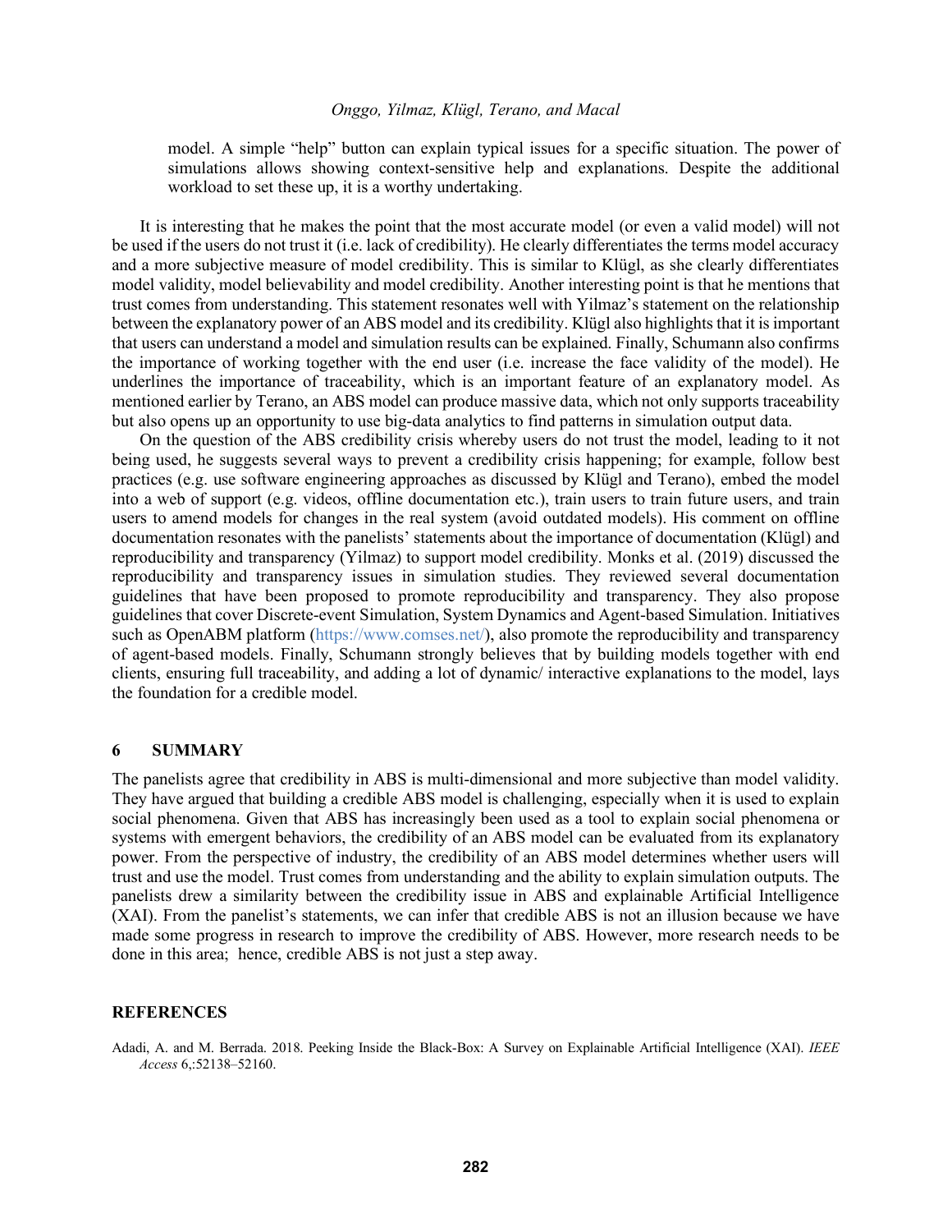model. A simple "help" button can explain typical issues for a specific situation. The power of simulations allows showing context-sensitive help and explanations. Despite the additional workload to set these up, it is a worthy undertaking.

It is interesting that he makes the point that the most accurate model (or even a valid model) will not be used if the users do not trust it (i.e. lack of credibility). He clearly differentiates the terms model accuracy and a more subjective measure of model credibility. This is similar to Klügl, as she clearly differentiates model validity, model believability and model credibility. Another interesting point is that he mentions that trust comes from understanding. This statement resonates well with Yilmaz's statement on the relationship between the explanatory power of an ABS model and its credibility. Klügl also highlights that it is important that users can understand a model and simulation results can be explained. Finally, Schumann also confirms the importance of working together with the end user (i.e. increase the face validity of the model). He underlines the importance of traceability, which is an important feature of an explanatory model. As mentioned earlier by Terano, an ABS model can produce massive data, which not only supports traceability but also opens up an opportunity to use big-data analytics to find patterns in simulation output data.

On the question of the ABS credibility crisis whereby users do not trust the model, leading to it not being used, he suggests several ways to prevent a credibility crisis happening; for example, follow best practices (e.g. use software engineering approaches as discussed by Klügl and Terano), embed the model into a web of support (e.g. videos, offline documentation etc.), train users to train future users, and train users to amend models for changes in the real system (avoid outdated models). His comment on offline documentation resonates with the panelists' statements about the importance of documentation (Klügl) and reproducibility and transparency (Yilmaz) to support model credibility. Monks et al. (2019) discussed the reproducibility and transparency issues in simulation studies. They reviewed several documentation guidelines that have been proposed to promote reproducibility and transparency. They also propose guidelines that cover Discrete-event Simulation, System Dynamics and Agent-based Simulation. Initiatives such as OpenABM platform (https://www.comses.net/), also promote the reproducibility and transparency of agent-based models. Finally, Schumann strongly believes that by building models together with end clients, ensuring full traceability, and adding a lot of dynamic/ interactive explanations to the model, lays the foundation for a credible model.

## 6 SUMMARY

The panelists agree that credibility in ABS is multi-dimensional and more subjective than model validity. They have argued that building a credible ABS model is challenging, especially when it is used to explain social phenomena. Given that ABS has increasingly been used as a tool to explain social phenomena or systems with emergent behaviors, the credibility of an ABS model can be evaluated from its explanatory power. From the perspective of industry, the credibility of an ABS model determines whether users will trust and use the model. Trust comes from understanding and the ability to explain simulation outputs. The panelists drew a similarity between the credibility issue in ABS and explainable Artificial Intelligence (XAI). From the panelist's statements, we can infer that credible ABS is not an illusion because we have made some progress in research to improve the credibility of ABS. However, more research needs to be done in this area; hence, credible ABS is not just a step away.

## REFERENCES

Adadi, A. and M. Berrada. 2018. Peeking Inside the Black-Box: A Survey on Explainable Artificial Intelligence (XAI). *IEEE Access* 6,:52138–52160.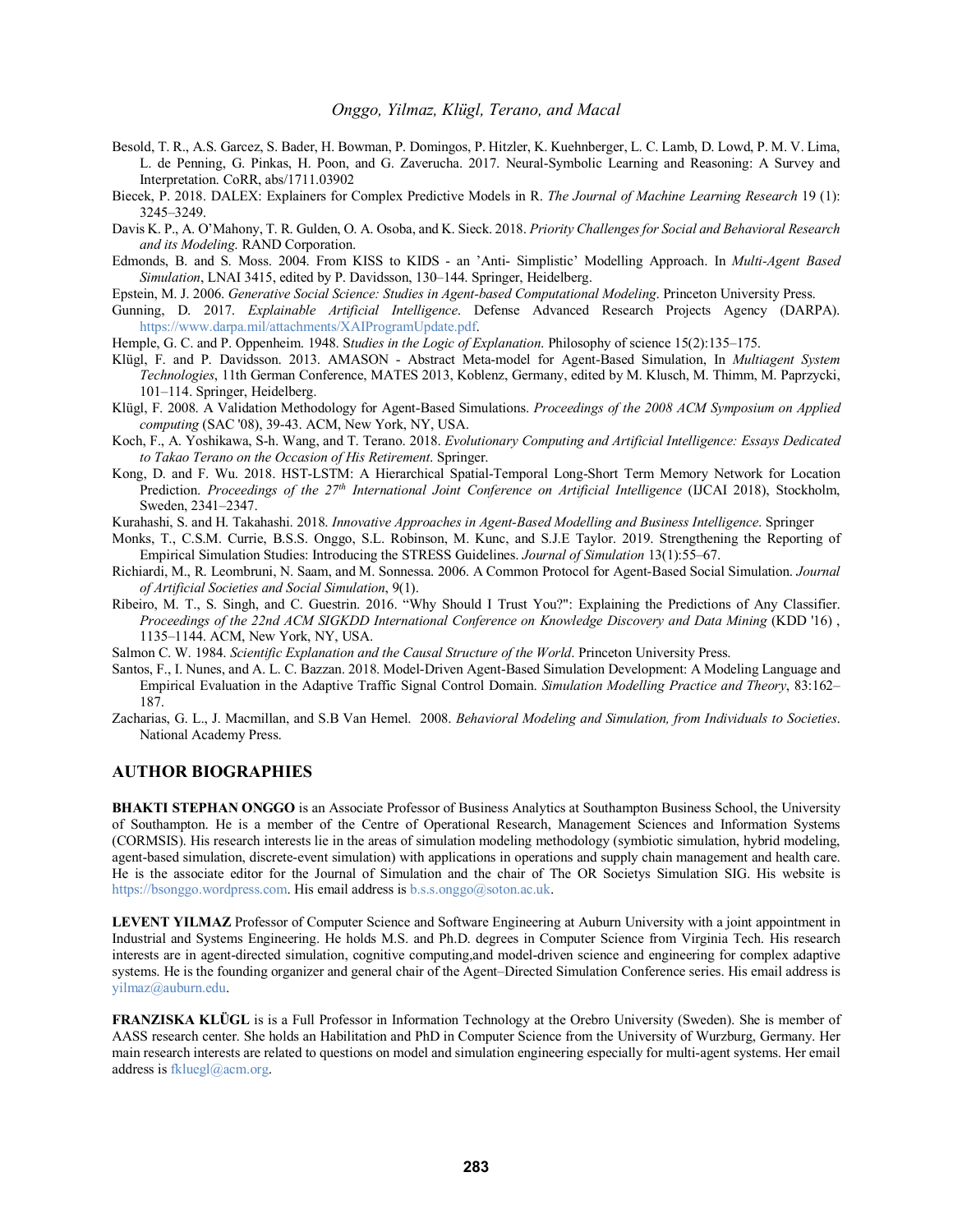Besold, T. R., A.S. Garcez, S. Bader, H. Bowman, P. Domingos, P. Hitzler, K. Kuehnberger, L. C. Lamb, D. Lowd, P. M. V. Lima, L. de Penning, G. Pinkas, H. Poon, and G. Zaverucha. 2017. Neural-Symbolic Learning and Reasoning: A Survey and Interpretation. CoRR, abs/1711.03902

Biecek, P. 2018. DALEX: Explainers for Complex Predictive Models in R. *The Journal of Machine Learning Research* 19 (1): 3245–3249.

Davis K. P., A. O'Mahony, T. R. Gulden, O. A. Osoba, and K. Sieck. 2018. *Priority Challenges for Social and Behavioral Research and its Modeling*. RAND Corporation.

Edmonds, B. and S. Moss. 2004. From KISS to KIDS - an 'Anti- Simplistic' Modelling Approach. In *Multi-Agent Based Simulation*, LNAI 3415, edited by P. Davidsson, 130–144. Springer, Heidelberg.

Epstein, M. J. 2006. *Generative Social Science: Studies in Agent-based Computational Modeling*. Princeton University Press.

Gunning, D. 2017. *Explainable Artificial Intelligence*. Defense Advanced Research Projects Agency (DARPA). https://www.darpa.mil/attachments/XAIProgramUpdate.pdf.

Hemple, G. C. and P. Oppenheim. 1948. S*tudies in the Logic of Explanation*. Philosophy of science 15(2):135–175.

Klügl, F. and P. Davidsson. 2013. AMASON - Abstract Meta-model for Agent-Based Simulation, In *Multiagent System Technologies*, 11th German Conference, MATES 2013, Koblenz, Germany, edited by M. Klusch, M. Thimm, M. Paprzycki, 101–114. Springer, Heidelberg.

Klügl, F. 2008. A Validation Methodology for Agent-Based Simulations. *Proceedings of the 2008 ACM Symposium on Applied computing* (SAC '08), 39-43. ACM, New York, NY, USA.

Koch, F., A. Yoshikawa, S-h. Wang, and T. Terano. 2018. *Evolutionary Computing and Artificial Intelligence: Essays Dedicated to Takao Terano on the Occasion of His Retirement*. Springer.

Kong, D. and F. Wu. 2018. HST-LSTM: A Hierarchical Spatial-Temporal Long-Short Term Memory Network for Location Prediction. *Proceedings of the 27th International Joint Conference on Artificial Intelligence* (IJCAI 2018), Stockholm, Sweden, 2341–2347.

Kurahashi, S. and H. Takahashi. 2018. *Innovative Approaches in Agent-Based Modelling and Business Intelligence*. Springer

Monks, T., C.S.M. Currie, B.S.S. Onggo, S.L. Robinson, M. Kunc, and S.J.E Taylor. 2019. Strengthening the Reporting of Empirical Simulation Studies: Introducing the STRESS Guidelines. *Journal of Simulation* 13(1):55–67.

Richiardi, M., R. Leombruni, N. Saam, and M. Sonnessa. 2006. A Common Protocol for Agent-Based Social Simulation. *Journal of Artificial Societies and Social Simulation*, 9(1).

Ribeiro, M. T., S. Singh, and C. Guestrin. 2016. "Why Should I Trust You?": Explaining the Predictions of Any Classifier. *Proceedings of the 22nd ACM SIGKDD International Conference on Knowledge Discovery and Data Mining* (KDD '16) , 1135–1144. ACM, New York, NY, USA.

Salmon C. W. 1984. *Scientific Explanation and the Causal Structure of the World*. Princeton University Press.

Santos, F., I. Nunes, and A. L. C. Bazzan. 2018. Model-Driven Agent-Based Simulation Development: A Modeling Language and Empirical Evaluation in the Adaptive Traffic Signal Control Domain. *Simulation Modelling Practice and Theory*, 83:162–187.

Zacharias, G. L., J. Macmillan, and S.B Van Hemel. 2008. *Behavioral Modeling and Simulation, from Individuals to Societies*. National Academy Press.

## AUTHOR BIOGRAPHIES

**BHAKTI STEPHAN ONGGO** is an Associate Professor of Business Analytics at Southampton Business School, the University of Southampton. He is a member of the Centre of Operational Research, Management Sciences and Information Systems (CORMSIS). His research interests lie in the areas of simulation modeling methodology (symbiotic simulation, hybrid modeling, agent-based simulation, discrete-event simulation) with applications in operations and supply chain management and health care. He is the associate editor for the Journal of Simulation and the chair of The OR Societys Simulation SIG. His website is https://bsonggo.wordpress.com. His email address is b.s.s.onggo@soton.ac.uk.

**LEVENT YILMAZ** Professor of Computer Science and Software Engineering at Auburn University with a joint appointment in Industrial and Systems Engineering. He holds M.S. and Ph.D. degrees in Computer Science from Virginia Tech. His research interests are in agent-directed simulation, cognitive computing,and model-driven science and engineering for complex adaptive systems. He is the founding organizer and general chair of the Agent–Directed Simulation Conference series. His email address is yilmaz@auburn.edu.

**FRANZISKA KLÜGL** is is a Full Professor in Information Technology at the Orebro University (Sweden). She is member of AASS research center. She holds an Habilitation and PhD in Computer Science from the University of Wurzburg, Germany. Her main research interests are related to questions on model and simulation engineering especially for multi-agent systems. Her email address is fkluegl@acm.org.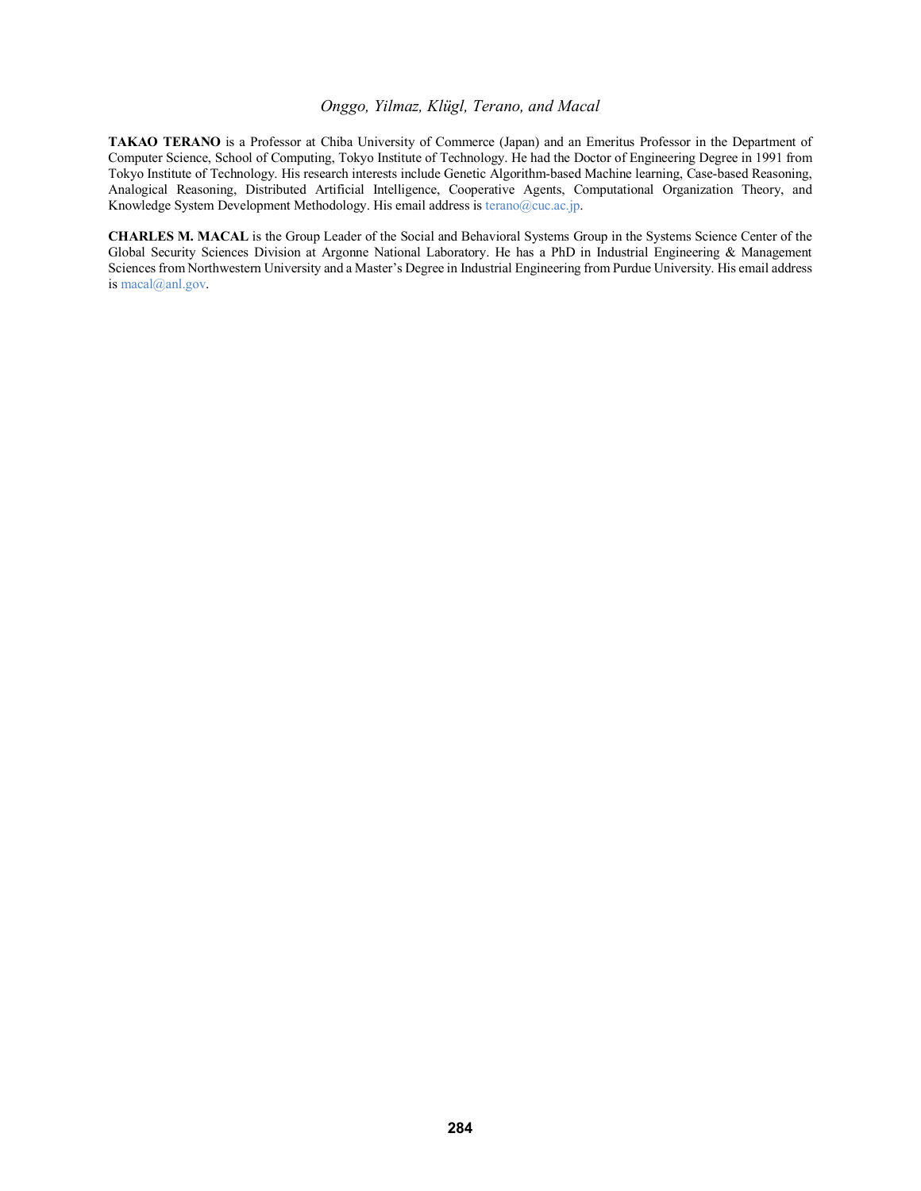**TAKAO TERANO** is a Professor at Chiba University of Commerce (Japan) and an Emeritus Professor in the Department of Computer Science, School of Computing, Tokyo Institute of Technology. He had the Doctor of Engineering Degree in 1991 from Tokyo Institute of Technology. His research interests include Genetic Algorithm-based Machine learning, Case-based Reasoning, Analogical Reasoning, Distributed Artificial Intelligence, Cooperative Agents, Computational Organization Theory, and Knowledge System Development Methodology. His email address is terano@cuc.ac.jp.

**CHARLES M. MACAL** is the Group Leader of the Social and Behavioral Systems Group in the Systems Science Center of the Global Security Sciences Division at Argonne National Laboratory. He has a PhD in Industrial Engineering & Management Sciences from Northwestern University and a Master's Degree in Industrial Engineering from Purdue University. His email address is macal@anl.gov.